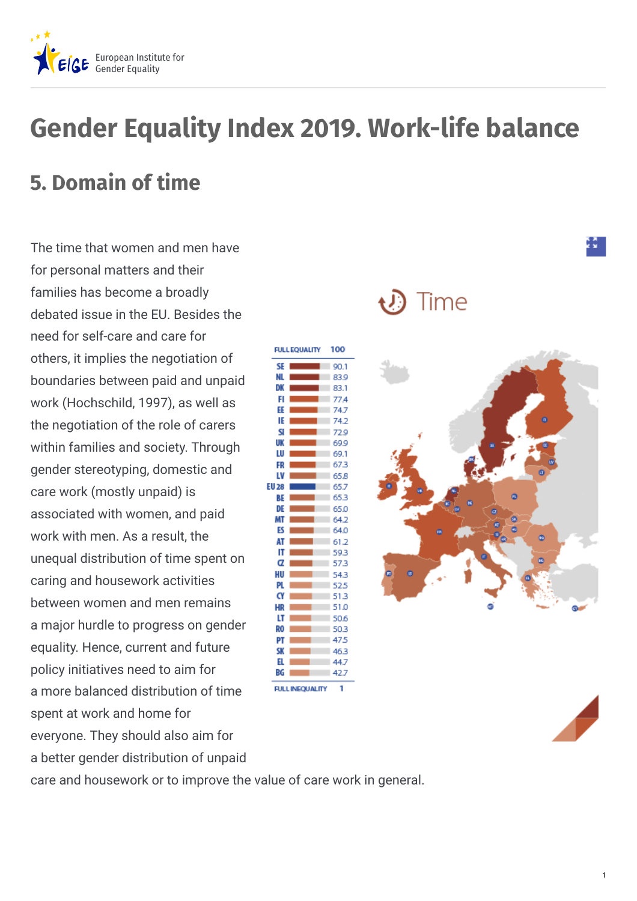# Gender Equality Index 2019. Work-life balance

## 5. Domain of time

The time that women and men have for personal matters and their families has become a broadly debated issue in the EU. Besides the need for self-care and care for others, it implies the negotiation of boundaries between paid and unpaid work (Hochschild, 1997), as well as the negotiation of the role of carers within families and society. Through gender stereotyping, domestic and care work (mostly unpaid) is associated with women, and paid work with men. As a result, the unequal distribution of time spent on caring and housework activities between women and men remains a major hurdle to progress on gender equality. Hence, current and future policy initiatives need to aim for a more balanced distribution of time spent at work and home for everyone. They should also aim for a better gender distribution of unpaid care and housework or to improve the value of care work in general.

**Time**

FULL EQUALITY 100

| Country | Score |
|---|---|
| SE | 90.1 |
| NL | 83.9 |
| DK | 83.1 |
| FI | 77.4 |
| EE | 74.7 |
| IE | 74.2 |
| SI | 72.9 |
| UK | 69.9 |
| LU | 69.1 |
| FR | 67.3 |
| LV | 65.8 |
| EU 28 | 65.7 |
| BE | 65.3 |
| DE | 65.0 |
| MT | 64.2 |
| ES | 64.0 |
| AT | 61.2 |
| IT | 59.3 |
| CZ | 57.3 |
| HU | 54.3 |
| PL | 52.5 |
| CY | 51.3 |
| HR | 51.0 |
| LT | 50.6 |
| RO | 50.3 |
| PT | 47.5 |
| SK | 46.3 |
| EL | 44.7 |
| BG | 42.7 |

FULL INEQUALITY 1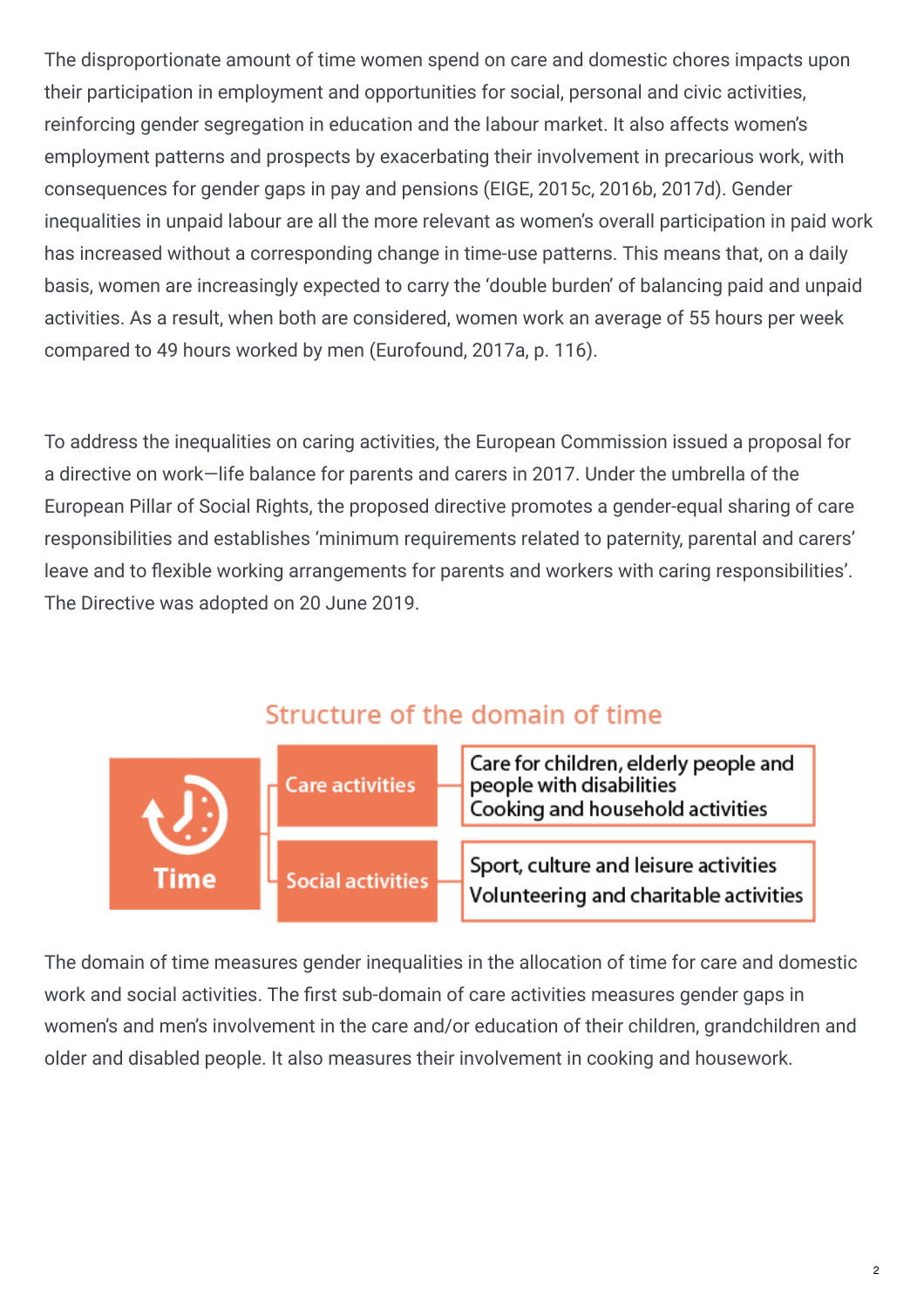The disproportionate amount of time women spend on care and domestic chores impacts upon their participation in employment and opportunities for social, personal and civic activities, reinforcing gender segregation in education and the labour market. It also affects women's employment patterns and prospects by exacerbating their involvement in precarious work, with consequences for gender gaps in pay and pensions (EIGE, 2015c, 2016b, 2017d). Gender inequalities in unpaid labour are all the more relevant as women's overall participation in paid work has increased without a corresponding change in time-use patterns. This means that, on a daily basis, women are increasingly expected to carry the 'double burden' of balancing paid and unpaid activities. As a result, when both are considered, women work an average of 55 hours per week compared to 49 hours worked by men (Eurofound, 2017a, p. 116).

To address the inequalities on caring activities, the European Commission issued a proposal for a directive on work—life balance for parents and carers in 2017. Under the umbrella of the European Pillar of Social Rights, the proposed directive promotes a gender-equal sharing of care responsibilities and establishes 'minimum requirements related to paternity, parental and carers' leave and to flexible working arrangements for parents and workers with caring responsibilities'. The Directive was adopted on 20 June 2019.

## Structure of the domain of time

| Domain | Sub-domain | Measures |
| --- | --- | --- |
| Time | Care activities | Care for children, elderly people and people with disabilities<br>Cooking and household activities |
| | Social activities | Sport, culture and leisure activities<br>Volunteering and charitable activities |

The domain of time measures gender inequalities in the allocation of time for care and domestic work and social activities. The first sub-domain of care activities measures gender gaps in women's and men's involvement in the care and/or education of their children, grandchildren and older and disabled people. It also measures their involvement in cooking and housework.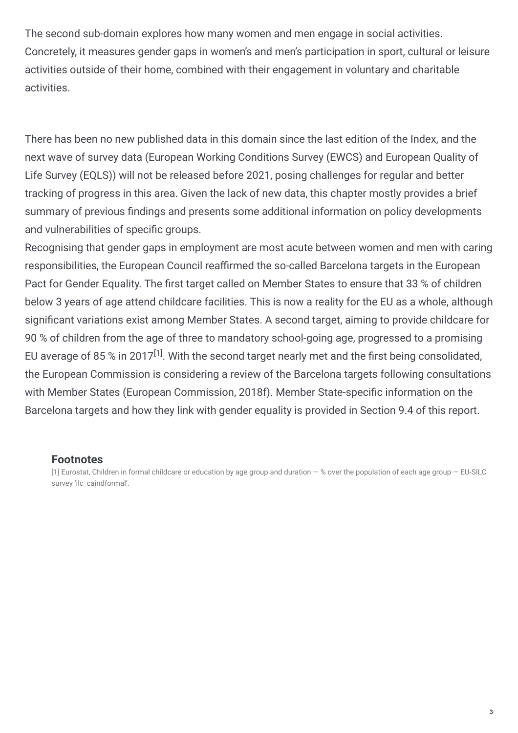The second sub-domain explores how many women and men engage in social activities. Concretely, it measures gender gaps in women's and men's participation in sport, cultural or leisure activities outside of their home, combined with their engagement in voluntary and charitable activities.

There has been no new published data in this domain since the last edition of the Index, and the next wave of survey data (European Working Conditions Survey (EWCS) and European Quality of Life Survey (EQLS)) will not be released before 2021, posing challenges for regular and better tracking of progress in this area. Given the lack of new data, this chapter mostly provides a brief summary of previous findings and presents some additional information on policy developments and vulnerabilities of specific groups.

Recognising that gender gaps in employment are most acute between women and men with caring responsibilities, the European Council reaffirmed the so-called Barcelona targets in the European Pact for Gender Equality. The first target called on Member States to ensure that 33 % of children below 3 years of age attend childcare facilities. This is now a reality for the EU as a whole, although significant variations exist among Member States. A second target, aiming to provide childcare for 90 % of children from the age of three to mandatory school-going age, progressed to a promising EU average of 85 % in 2017[1]. With the second target nearly met and the first being consolidated, the European Commission is considering a review of the Barcelona targets following consultations with Member States (European Commission, 2018f). Member State-specific information on the Barcelona targets and how they link with gender equality is provided in Section 9.4 of this report.

### Footnotes

[1] Eurostat, Children in formal childcare or education by age group and duration — % over the population of each age group — EU-SILC survey 'ilc_caindformal'.